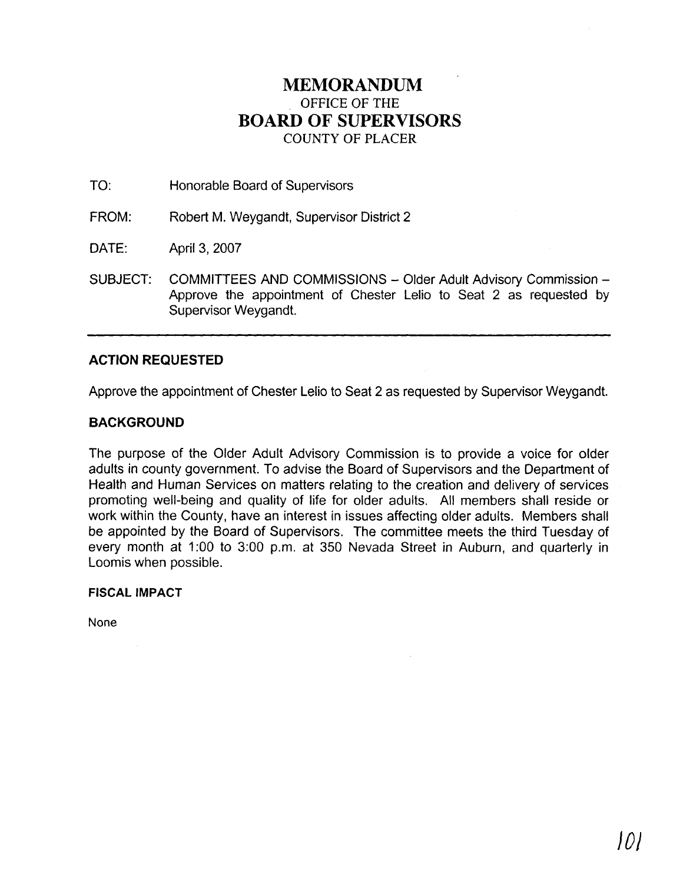# MEMORANDUM

OFFICE OF THE

# BOARD OF SUPERVISORS

COUNTY OF PLACER

TO: Honorable Board of Supervisors

FROM: Robert M. Weygandt, Supervisor District 2

DATE: April 3, 2007

SUBJECT: COMMITTEES AND COMMISSIONS – Older Adult Advisory Commission – Approve the appointment of Chester Lelio to Seat 2 as requested by Supervisor Weygandt.

---

## ACTION REQUESTED

Approve the appointment of Chester Lelio to Seat 2 as requested by Supervisor Weygandt.

## BACKGROUND

The purpose of the Older Adult Advisory Commission is to provide a voice for older adults in county government. To advise the Board of Supervisors and the Department of Health and Human Services on matters relating to the creation and delivery of services promoting well-being and quality of life for older adults. All members shall reside or work within the County, have an interest in issues affecting older adults. Members shall be appointed by the Board of Supervisors. The committee meets the third Tuesday of every month at 1:00 to 3:00 p.m. at 350 Nevada Street in Auburn, and quarterly in Loomis when possible.

### FISCAL IMPACT

None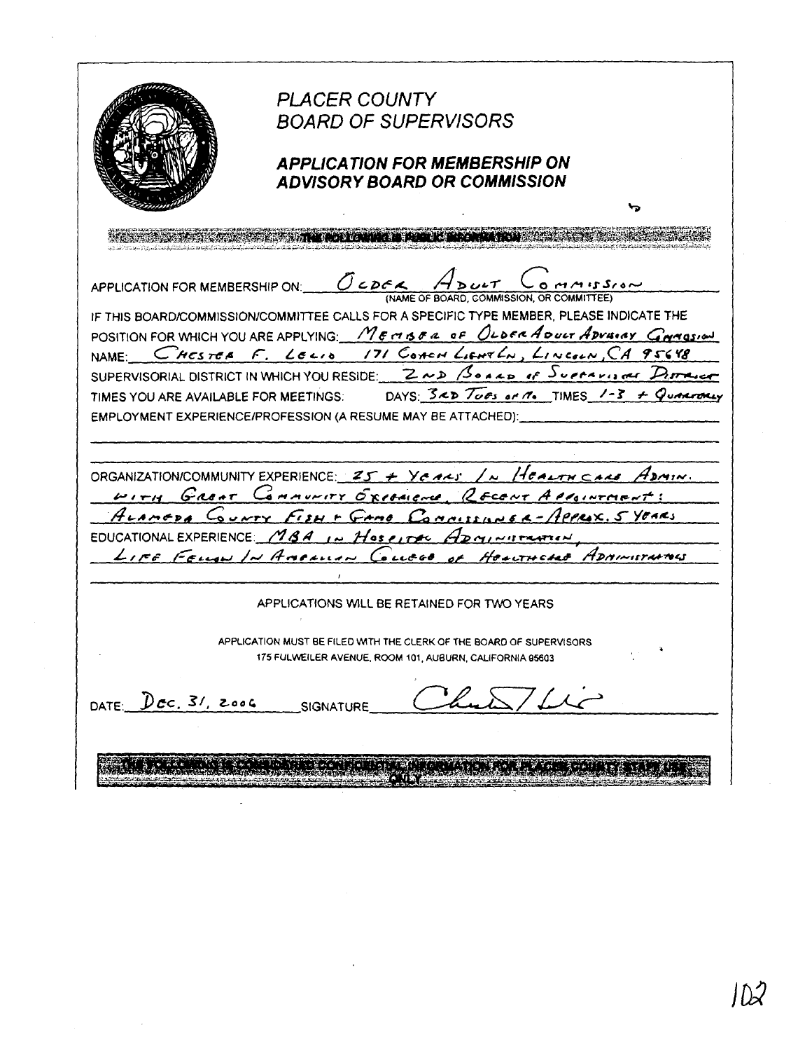# PLACER COUNTY
## BOARD OF SUPERVISORS

### APPLICATION FOR MEMBERSHIP ON ADVISORY BOARD OR COMMISSION

**THE FOLLOWING IS PUBLIC INFORMATION**

APPLICATION FOR MEMBERSHIP ON: OLDER ADULT COMMISSION
(NAME OF BOARD, COMMISSION, OR COMMITTEE)

IF THIS BOARD/COMMISSION/COMMITTEE CALLS FOR A SPECIFIC TYPE MEMBER, PLEASE INDICATE THE POSITION FOR WHICH YOU ARE APPLYING: MEMBER OF OLDER ADULT ADVISORY COMMISSION

NAME: CHESTER F. LELIO 171 COACH LIGHT LN, LINCOLN, CA 95648

SUPERVISORIAL DISTRICT IN WHICH YOU RESIDE: 2ND BOARD OF SUPERVISORS DISTRICT

TIMES YOU ARE AVAILABLE FOR MEETINGS: DAYS: 3RD TUES OF MO. TIMES 1-3 + QUARTERLY

EMPLOYMENT EXPERIENCE/PROFESSION (A RESUME MAY BE ATTACHED):

ORGANIZATION/COMMUNITY EXPERIENCE: 25 + YEARS IN HEALTHCARE ADMIN. WITH GREAT COMMUNITY EXPERIENCE. RECENT APPOINTMENT: ALAMEDA COUNTY FISH + GAME COMMISSIONER - APPROX. 5 YEARS

EDUCATIONAL EXPERIENCE: MBA IN HOSPITAL ADMINISTRATION, LIFE FELLOW IN AMERICAN COLLEGE OF HEALTHCARE ADMINISTRATORS

APPLICATIONS WILL BE RETAINED FOR TWO YEARS

APPLICATION MUST BE FILED WITH THE CLERK OF THE BOARD OF SUPERVISORS
175 FULWEILER AVENUE, ROOM 101, AUBURN, CALIFORNIA 95603

DATE: Dec. 31, 2006 SIGNATURE: Chester Lelio

**THE FOLLOWING IS CONSIDERED CONFIDENTIAL INFORMATION FOR PLACER COUNTY STAFF USE ONLY**